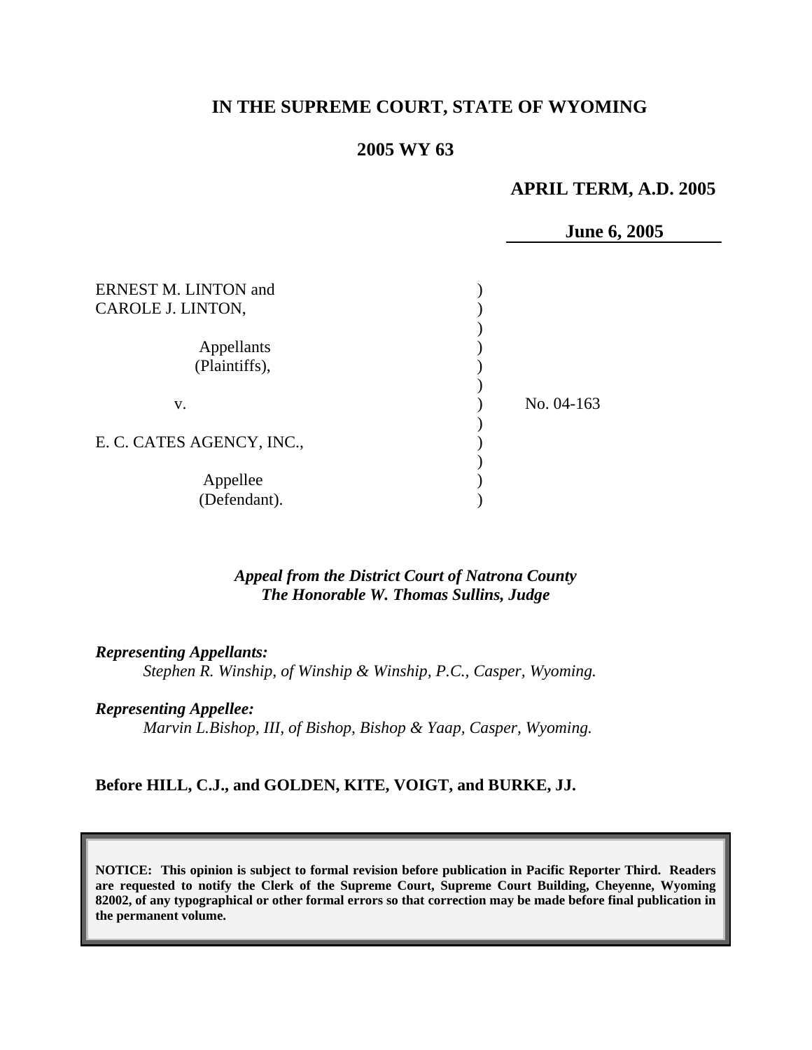**IN THE SUPREME COURT, STATE OF WYOMING**

**2005 WY 63**

**APRIL TERM, A.D. 2005**

**June 6, 2005**

ERNEST M. LINTON and CAROLE J. LINTON,

Appellants (Plaintiffs),

v.

E. C. CATES AGENCY, INC.,

Appellee (Defendant).

No. 04-163

*Appeal from the District Court of Natrona County*
*The Honorable W. Thomas Sullins, Judge*

***Representing Appellants:***
*Stephen R. Winship, of Winship & Winship, P.C., Casper, Wyoming.*

***Representing Appellee:***
*Marvin L.Bishop, III, of Bishop, Bishop & Yaap, Casper, Wyoming.*

**Before HILL, C.J., and GOLDEN, KITE, VOIGT, and BURKE, JJ.**

**NOTICE: This opinion is subject to formal revision before publication in Pacific Reporter Third. Readers are requested to notify the Clerk of the Supreme Court, Supreme Court Building, Cheyenne, Wyoming 82002, of any typographical or other formal errors so that correction may be made before final publication in the permanent volume.**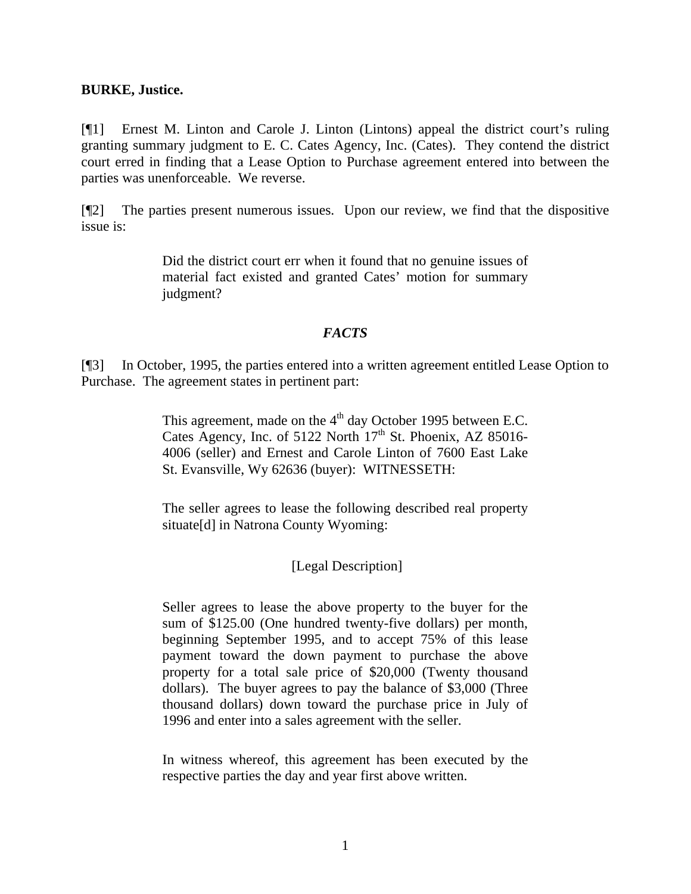**BURKE, Justice.**

[¶1] Ernest M. Linton and Carole J. Linton (Lintons) appeal the district court's ruling granting summary judgment to E. C. Cates Agency, Inc. (Cates). They contend the district court erred in finding that a Lease Option to Purchase agreement entered into between the parties was unenforceable. We reverse.

[¶2] The parties present numerous issues. Upon our review, we find that the dispositive issue is:

> Did the district court err when it found that no genuine issues of material fact existed and granted Cates' motion for summary judgment?

### *FACTS*

[¶3] In October, 1995, the parties entered into a written agreement entitled Lease Option to Purchase. The agreement states in pertinent part:

> This agreement, made on the 4th day October 1995 between E.C. Cates Agency, Inc. of 5122 North 17th St. Phoenix, AZ 85016-4006 (seller) and Ernest and Carole Linton of 7600 East Lake St. Evansville, Wy 62636 (buyer): WITNESSETH:
>
> The seller agrees to lease the following described real property situate[d] in Natrona County Wyoming:
>
> [Legal Description]
>
> Seller agrees to lease the above property to the buyer for the sum of $125.00 (One hundred twenty-five dollars) per month, beginning September 1995, and to accept 75% of this lease payment toward the down payment to purchase the above property for a total sale price of $20,000 (Twenty thousand dollars). The buyer agrees to pay the balance of $3,000 (Three thousand dollars) down toward the purchase price in July of 1996 and enter into a sales agreement with the seller.
>
> In witness whereof, this agreement has been executed by the respective parties the day and year first above written.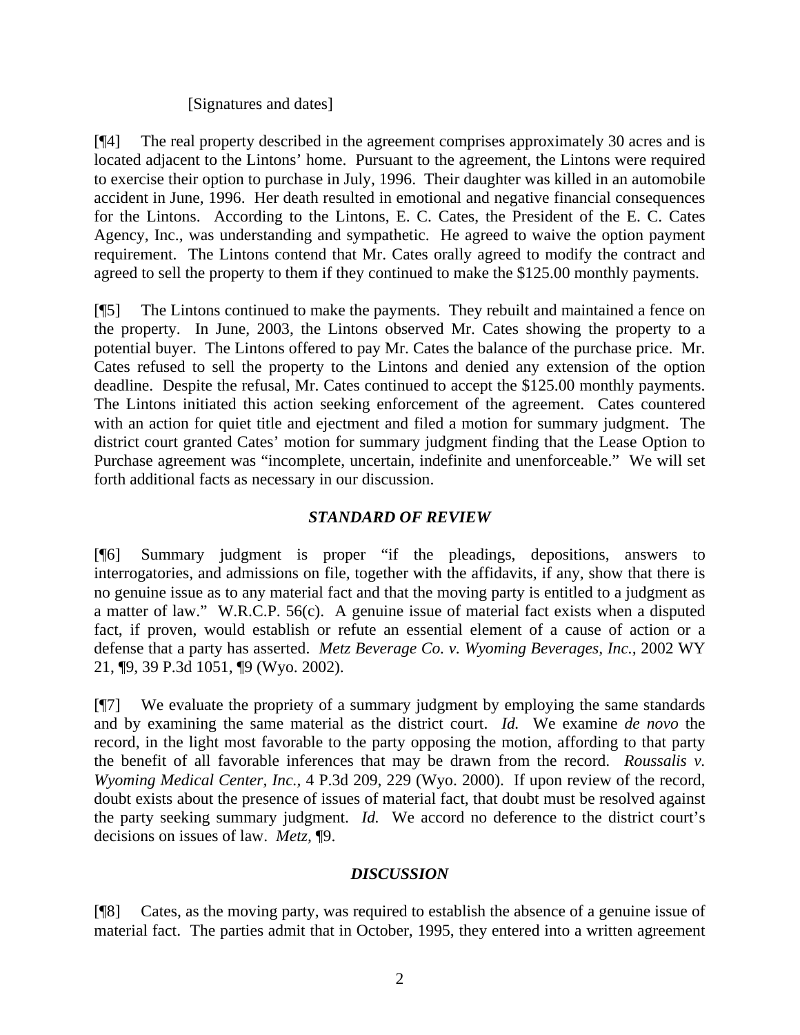[Signatures and dates]

[¶4] The real property described in the agreement comprises approximately 30 acres and is located adjacent to the Lintons' home. Pursuant to the agreement, the Lintons were required to exercise their option to purchase in July, 1996. Their daughter was killed in an automobile accident in June, 1996. Her death resulted in emotional and negative financial consequences for the Lintons. According to the Lintons, E. C. Cates, the President of the E. C. Cates Agency, Inc., was understanding and sympathetic. He agreed to waive the option payment requirement. The Lintons contend that Mr. Cates orally agreed to modify the contract and agreed to sell the property to them if they continued to make the $125.00 monthly payments.

[¶5] The Lintons continued to make the payments. They rebuilt and maintained a fence on the property. In June, 2003, the Lintons observed Mr. Cates showing the property to a potential buyer. The Lintons offered to pay Mr. Cates the balance of the purchase price. Mr. Cates refused to sell the property to the Lintons and denied any extension of the option deadline. Despite the refusal, Mr. Cates continued to accept the $125.00 monthly payments. The Lintons initiated this action seeking enforcement of the agreement. Cates countered with an action for quiet title and ejectment and filed a motion for summary judgment. The district court granted Cates' motion for summary judgment finding that the Lease Option to Purchase agreement was "incomplete, uncertain, indefinite and unenforceable." We will set forth additional facts as necessary in our discussion.

## *STANDARD OF REVIEW*

[¶6] Summary judgment is proper "if the pleadings, depositions, answers to interrogatories, and admissions on file, together with the affidavits, if any, show that there is no genuine issue as to any material fact and that the moving party is entitled to a judgment as a matter of law." W.R.C.P. 56(c). A genuine issue of material fact exists when a disputed fact, if proven, would establish or refute an essential element of a cause of action or a defense that a party has asserted. *Metz Beverage Co. v. Wyoming Beverages, Inc.*, 2002 WY 21, ¶9, 39 P.3d 1051, ¶9 (Wyo. 2002).

[¶7] We evaluate the propriety of a summary judgment by employing the same standards and by examining the same material as the district court. *Id.* We examine *de novo* the record, in the light most favorable to the party opposing the motion, affording to that party the benefit of all favorable inferences that may be drawn from the record. *Roussalis v. Wyoming Medical Center, Inc.*, 4 P.3d 209, 229 (Wyo. 2000). If upon review of the record, doubt exists about the presence of issues of material fact, that doubt must be resolved against the party seeking summary judgment. *Id.* We accord no deference to the district court's decisions on issues of law. *Metz*, ¶9.

## *DISCUSSION*

[¶8] Cates, as the moving party, was required to establish the absence of a genuine issue of material fact. The parties admit that in October, 1995, they entered into a written agreement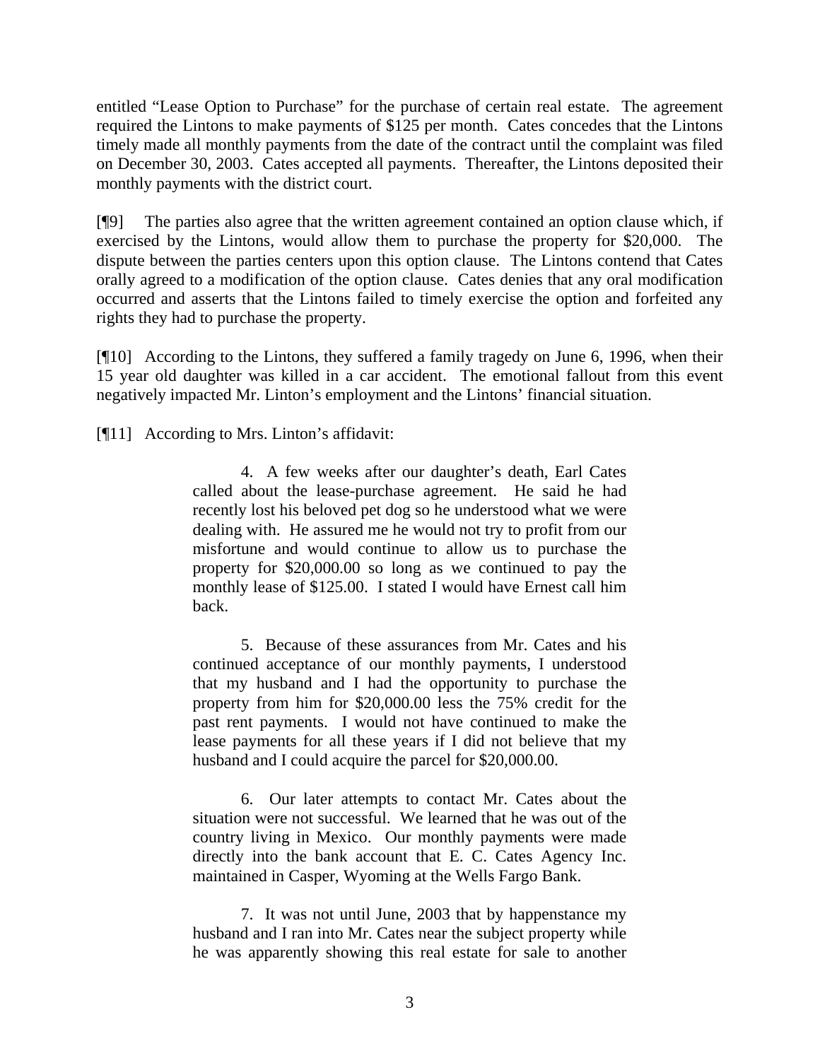entitled "Lease Option to Purchase" for the purchase of certain real estate. The agreement required the Lintons to make payments of $125 per month. Cates concedes that the Lintons timely made all monthly payments from the date of the contract until the complaint was filed on December 30, 2003. Cates accepted all payments. Thereafter, the Lintons deposited their monthly payments with the district court.

[¶9] The parties also agree that the written agreement contained an option clause which, if exercised by the Lintons, would allow them to purchase the property for $20,000. The dispute between the parties centers upon this option clause. The Lintons contend that Cates orally agreed to a modification of the option clause. Cates denies that any oral modification occurred and asserts that the Lintons failed to timely exercise the option and forfeited any rights they had to purchase the property.

[¶10] According to the Lintons, they suffered a family tragedy on June 6, 1996, when their 15 year old daughter was killed in a car accident. The emotional fallout from this event negatively impacted Mr. Linton's employment and the Lintons' financial situation.

[¶11] According to Mrs. Linton's affidavit:

> 4. A few weeks after our daughter's death, Earl Cates called about the lease-purchase agreement. He said he had recently lost his beloved pet dog so he understood what we were dealing with. He assured me he would not try to profit from our misfortune and would continue to allow us to purchase the property for $20,000.00 so long as we continued to pay the monthly lease of $125.00. I stated I would have Ernest call him back.
>
> 5. Because of these assurances from Mr. Cates and his continued acceptance of our monthly payments, I understood that my husband and I had the opportunity to purchase the property from him for $20,000.00 less the 75% credit for the past rent payments. I would not have continued to make the lease payments for all these years if I did not believe that my husband and I could acquire the parcel for $20,000.00.
>
> 6. Our later attempts to contact Mr. Cates about the situation were not successful. We learned that he was out of the country living in Mexico. Our monthly payments were made directly into the bank account that E. C. Cates Agency Inc. maintained in Casper, Wyoming at the Wells Fargo Bank.
>
> 7. It was not until June, 2003 that by happenstance my husband and I ran into Mr. Cates near the subject property while he was apparently showing this real estate for sale to another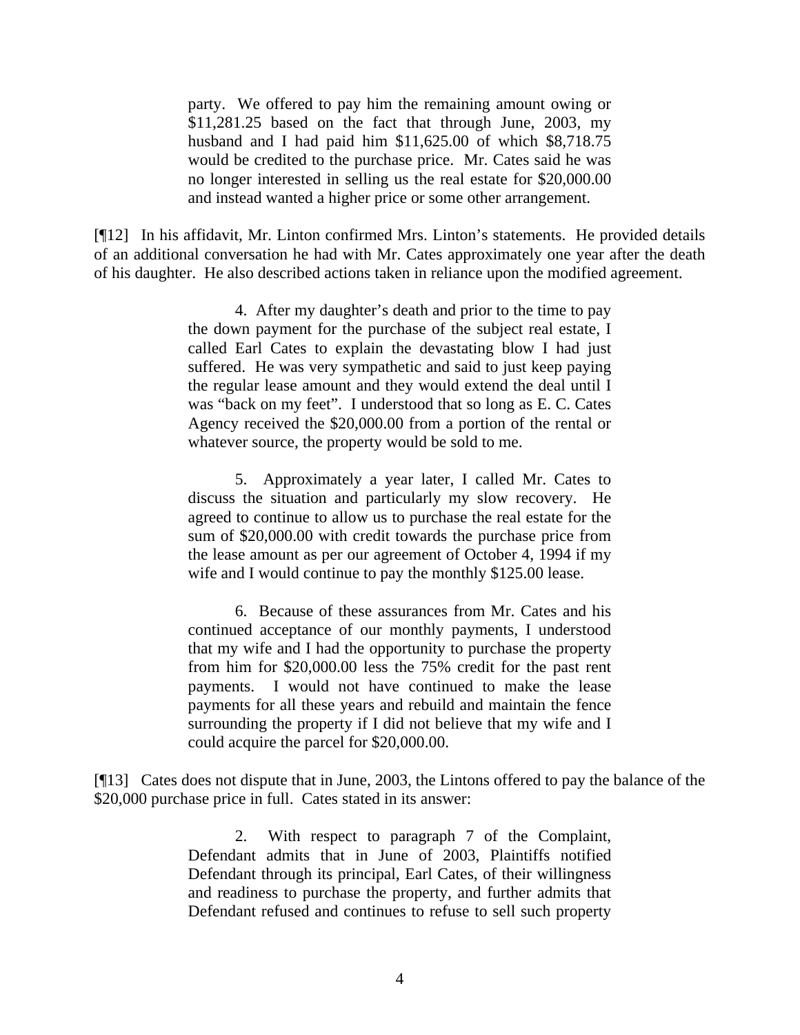> party. We offered to pay him the remaining amount owing or $11,281.25 based on the fact that through June, 2003, my husband and I had paid him $11,625.00 of which $8,718.75 would be credited to the purchase price. Mr. Cates said he was no longer interested in selling us the real estate for $20,000.00 and instead wanted a higher price or some other arrangement.

[¶12] In his affidavit, Mr. Linton confirmed Mrs. Linton's statements. He provided details of an additional conversation he had with Mr. Cates approximately one year after the death of his daughter. He also described actions taken in reliance upon the modified agreement.

> 4. After my daughter's death and prior to the time to pay the down payment for the purchase of the subject real estate, I called Earl Cates to explain the devastating blow I had just suffered. He was very sympathetic and said to just keep paying the regular lease amount and they would extend the deal until I was "back on my feet". I understood that so long as E. C. Cates Agency received the $20,000.00 from a portion of the rental or whatever source, the property would be sold to me.
>
> 5. Approximately a year later, I called Mr. Cates to discuss the situation and particularly my slow recovery. He agreed to continue to allow us to purchase the real estate for the sum of $20,000.00 with credit towards the purchase price from the lease amount as per our agreement of October 4, 1994 if my wife and I would continue to pay the monthly $125.00 lease.
>
> 6. Because of these assurances from Mr. Cates and his continued acceptance of our monthly payments, I understood that my wife and I had the opportunity to purchase the property from him for $20,000.00 less the 75% credit for the past rent payments. I would not have continued to make the lease payments for all these years and rebuild and maintain the fence surrounding the property if I did not believe that my wife and I could acquire the parcel for $20,000.00.

[¶13] Cates does not dispute that in June, 2003, the Lintons offered to pay the balance of the $20,000 purchase price in full. Cates stated in its answer:

> 2. With respect to paragraph 7 of the Complaint, Defendant admits that in June of 2003, Plaintiffs notified Defendant through its principal, Earl Cates, of their willingness and readiness to purchase the property, and further admits that Defendant refused and continues to refuse to sell such property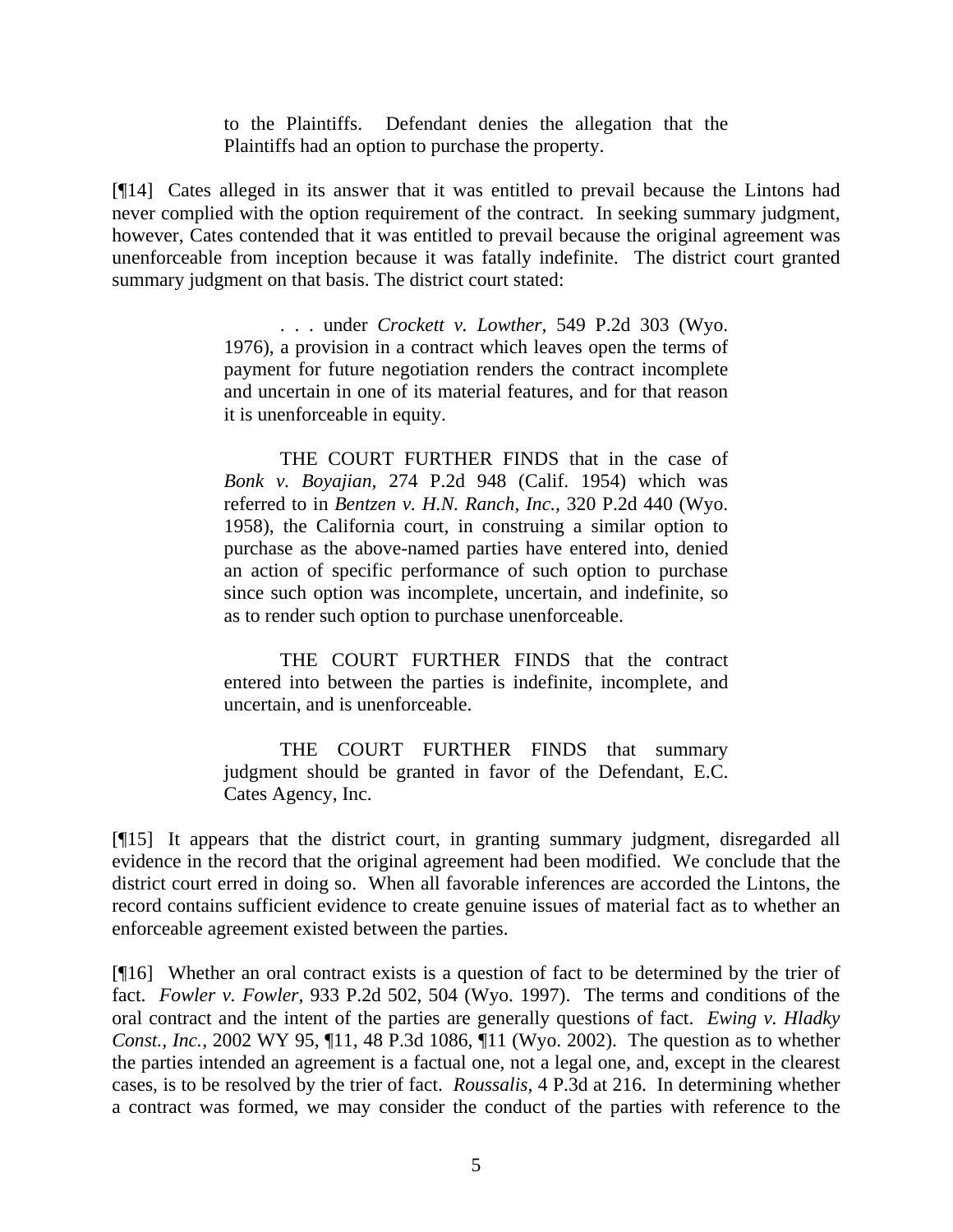> to the Plaintiffs. Defendant denies the allegation that the Plaintiffs had an option to purchase the property.

[¶14] Cates alleged in its answer that it was entitled to prevail because the Lintons had never complied with the option requirement of the contract. In seeking summary judgment, however, Cates contended that it was entitled to prevail because the original agreement was unenforceable from inception because it was fatally indefinite. The district court granted summary judgment on that basis. The district court stated:

> . . . under *Crockett v. Lowther,* 549 P.2d 303 (Wyo. 1976), a provision in a contract which leaves open the terms of payment for future negotiation renders the contract incomplete and uncertain in one of its material features, and for that reason it is unenforceable in equity.
>
> THE COURT FURTHER FINDS that in the case of *Bonk v. Boyajian,* 274 P.2d 948 (Calif. 1954) which was referred to in *Bentzen v. H.N. Ranch, Inc.,* 320 P.2d 440 (Wyo. 1958), the California court, in construing a similar option to purchase as the above-named parties have entered into, denied an action of specific performance of such option to purchase since such option was incomplete, uncertain, and indefinite, so as to render such option to purchase unenforceable.
>
> THE COURT FURTHER FINDS that the contract entered into between the parties is indefinite, incomplete, and uncertain, and is unenforceable.
>
> THE COURT FURTHER FINDS that summary judgment should be granted in favor of the Defendant, E.C. Cates Agency, Inc.

[¶15] It appears that the district court, in granting summary judgment, disregarded all evidence in the record that the original agreement had been modified. We conclude that the district court erred in doing so. When all favorable inferences are accorded the Lintons, the record contains sufficient evidence to create genuine issues of material fact as to whether an enforceable agreement existed between the parties.

[¶16] Whether an oral contract exists is a question of fact to be determined by the trier of fact. *Fowler v. Fowler,* 933 P.2d 502, 504 (Wyo. 1997). The terms and conditions of the oral contract and the intent of the parties are generally questions of fact. *Ewing v. Hladky Const., Inc.*, 2002 WY 95, ¶11, 48 P.3d 1086, ¶11 (Wyo. 2002). The question as to whether the parties intended an agreement is a factual one, not a legal one, and, except in the clearest cases, is to be resolved by the trier of fact. *Roussalis,* 4 P.3d at 216. In determining whether a contract was formed, we may consider the conduct of the parties with reference to the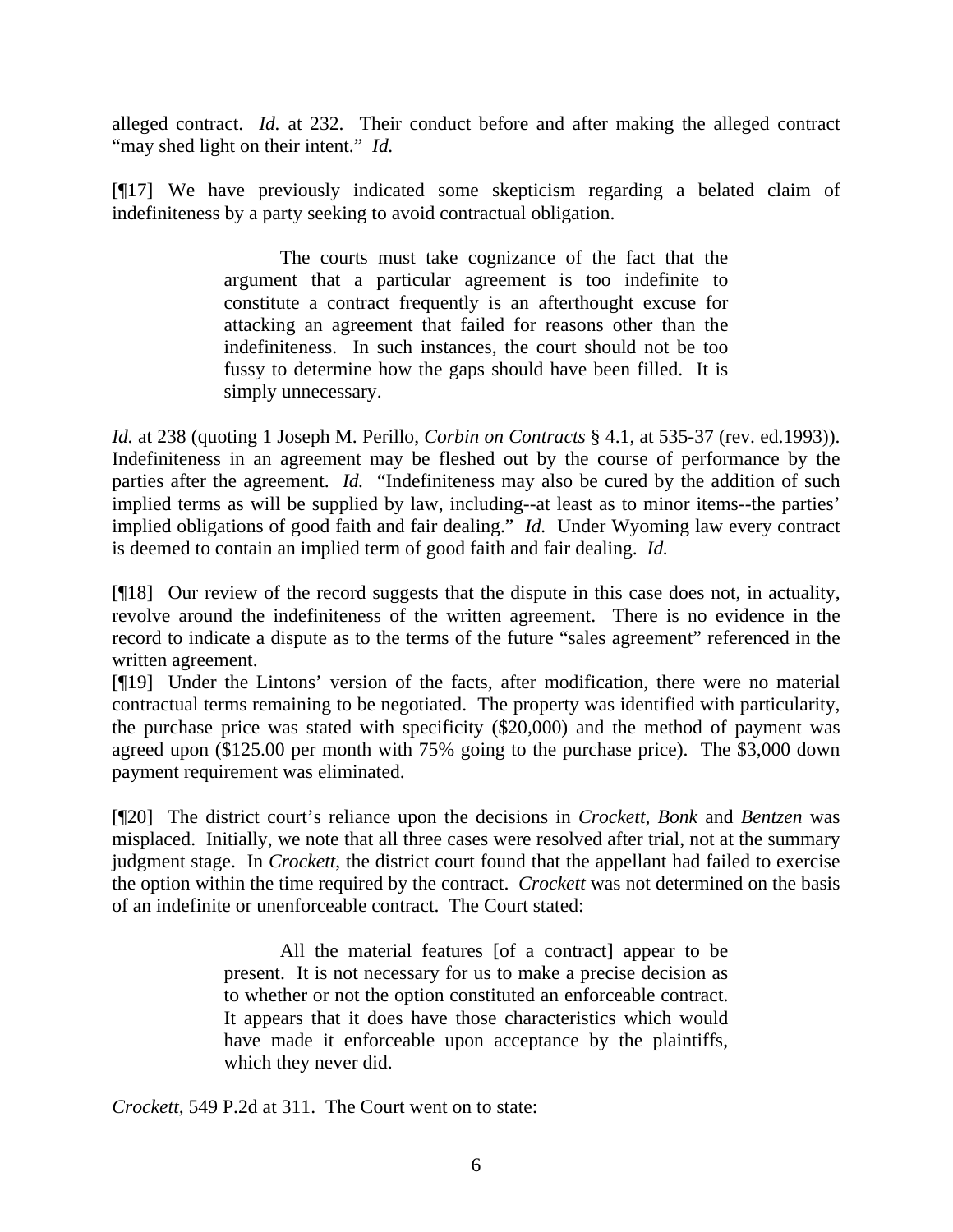alleged contract. *Id.* at 232. Their conduct before and after making the alleged contract "may shed light on their intent." *Id.*

[¶17] We have previously indicated some skepticism regarding a belated claim of indefiniteness by a party seeking to avoid contractual obligation.

> The courts must take cognizance of the fact that the argument that a particular agreement is too indefinite to constitute a contract frequently is an afterthought excuse for attacking an agreement that failed for reasons other than the indefiniteness. In such instances, the court should not be too fussy to determine how the gaps should have been filled. It is simply unnecessary.

*Id.* at 238 (quoting 1 Joseph M. Perillo, *Corbin on Contracts* § 4.1, at 535-37 (rev. ed.1993)). Indefiniteness in an agreement may be fleshed out by the course of performance by the parties after the agreement. *Id.* "Indefiniteness may also be cured by the addition of such implied terms as will be supplied by law, including--at least as to minor items--the parties' implied obligations of good faith and fair dealing." *Id.* Under Wyoming law every contract is deemed to contain an implied term of good faith and fair dealing. *Id.*

[¶18] Our review of the record suggests that the dispute in this case does not, in actuality, revolve around the indefiniteness of the written agreement. There is no evidence in the record to indicate a dispute as to the terms of the future "sales agreement" referenced in the written agreement.

[¶19] Under the Lintons' version of the facts, after modification, there were no material contractual terms remaining to be negotiated. The property was identified with particularity, the purchase price was stated with specificity ($20,000) and the method of payment was agreed upon ($125.00 per month with 75% going to the purchase price). The $3,000 down payment requirement was eliminated.

[¶20] The district court's reliance upon the decisions in *Crockett*, *Bonk* and *Bentzen* was misplaced. Initially, we note that all three cases were resolved after trial, not at the summary judgment stage. In *Crockett*, the district court found that the appellant had failed to exercise the option within the time required by the contract. *Crockett* was not determined on the basis of an indefinite or unenforceable contract. The Court stated:

> All the material features [of a contract] appear to be present. It is not necessary for us to make a precise decision as to whether or not the option constituted an enforceable contract. It appears that it does have those characteristics which would have made it enforceable upon acceptance by the plaintiffs, which they never did.

*Crockett*, 549 P.2d at 311. The Court went on to state: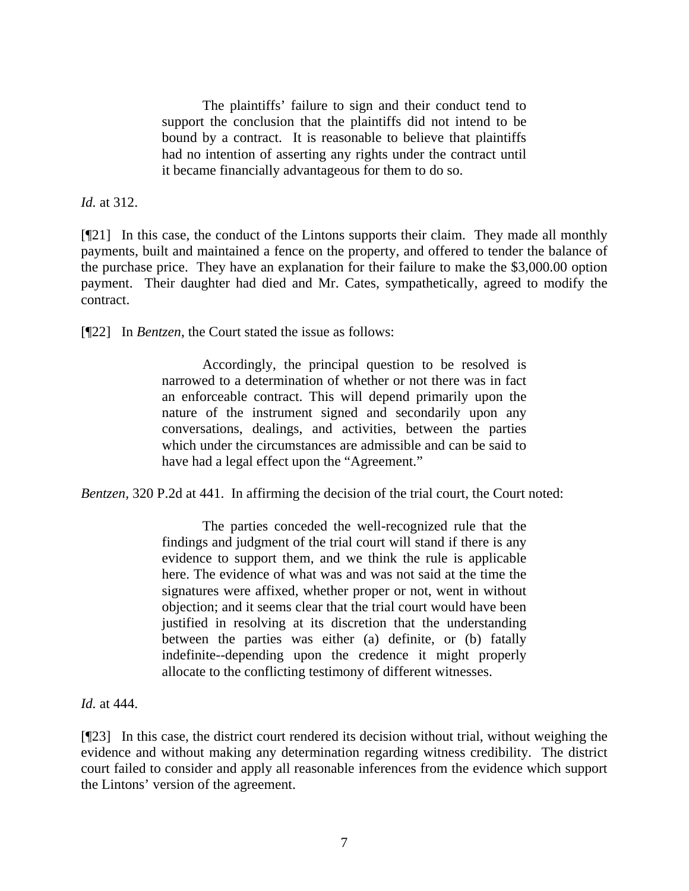> The plaintiffs' failure to sign and their conduct tend to support the conclusion that the plaintiffs did not intend to be bound by a contract. It is reasonable to believe that plaintiffs had no intention of asserting any rights under the contract until it became financially advantageous for them to do so.

*Id.* at 312.

[¶21] In this case, the conduct of the Lintons supports their claim. They made all monthly payments, built and maintained a fence on the property, and offered to tender the balance of the purchase price. They have an explanation for their failure to make the $3,000.00 option payment. Their daughter had died and Mr. Cates, sympathetically, agreed to modify the contract.

[¶22] In *Bentzen*, the Court stated the issue as follows:

> Accordingly, the principal question to be resolved is narrowed to a determination of whether or not there was in fact an enforceable contract. This will depend primarily upon the nature of the instrument signed and secondarily upon any conversations, dealings, and activities, between the parties which under the circumstances are admissible and can be said to have had a legal effect upon the "Agreement."

*Bentzen*, 320 P.2d at 441. In affirming the decision of the trial court, the Court noted:

> The parties conceded the well-recognized rule that the findings and judgment of the trial court will stand if there is any evidence to support them, and we think the rule is applicable here. The evidence of what was and was not said at the time the signatures were affixed, whether proper or not, went in without objection; and it seems clear that the trial court would have been justified in resolving at its discretion that the understanding between the parties was either (a) definite, or (b) fatally indefinite--depending upon the credence it might properly allocate to the conflicting testimony of different witnesses.

*Id.* at 444.

[¶23] In this case, the district court rendered its decision without trial, without weighing the evidence and without making any determination regarding witness credibility. The district court failed to consider and apply all reasonable inferences from the evidence which support the Lintons' version of the agreement.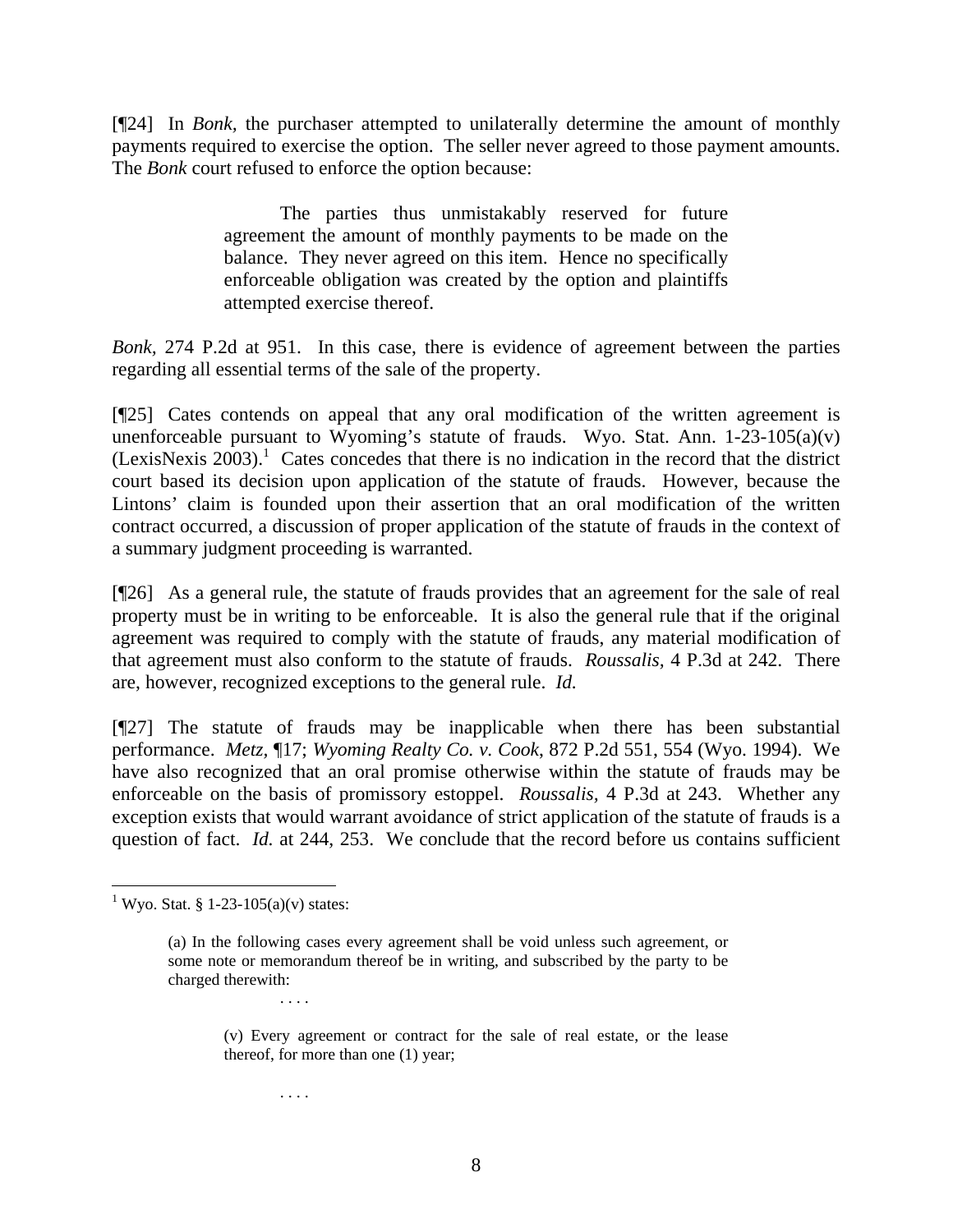[¶24] In *Bonk*, the purchaser attempted to unilaterally determine the amount of monthly payments required to exercise the option. The seller never agreed to those payment amounts. The *Bonk* court refused to enforce the option because:

> The parties thus unmistakably reserved for future agreement the amount of monthly payments to be made on the balance. They never agreed on this item. Hence no specifically enforceable obligation was created by the option and plaintiffs attempted exercise thereof.

*Bonk*, 274 P.2d at 951. In this case, there is evidence of agreement between the parties regarding all essential terms of the sale of the property.

[¶25] Cates contends on appeal that any oral modification of the written agreement is unenforceable pursuant to Wyoming's statute of frauds. Wyo. Stat. Ann. 1-23-105(a)(v) (LexisNexis 2003).[1] Cates concedes that there is no indication in the record that the district court based its decision upon application of the statute of frauds. However, because the Lintons' claim is founded upon their assertion that an oral modification of the written contract occurred, a discussion of proper application of the statute of frauds in the context of a summary judgment proceeding is warranted.

[¶26] As a general rule, the statute of frauds provides that an agreement for the sale of real property must be in writing to be enforceable. It is also the general rule that if the original agreement was required to comply with the statute of frauds, any material modification of that agreement must also conform to the statute of frauds. *Roussalis*, 4 P.3d at 242. There are, however, recognized exceptions to the general rule. *Id.*

[¶27] The statute of frauds may be inapplicable when there has been substantial performance. *Metz*, ¶17; *Wyoming Realty Co. v. Cook*, 872 P.2d 551, 554 (Wyo. 1994). We have also recognized that an oral promise otherwise within the statute of frauds may be enforceable on the basis of promissory estoppel. *Roussalis*, 4 P.3d at 243. Whether any exception exists that would warrant avoidance of strict application of the statute of frauds is a question of fact. *Id.* at 244, 253. We conclude that the record before us contains sufficient

---

[1] Wyo. Stat. § 1-23-105(a)(v) states:

> (a) In the following cases every agreement shall be void unless such agreement, or some note or memorandum thereof be in writing, and subscribed by the party to be charged therewith:
>
> . . . .
>
> (v) Every agreement or contract for the sale of real estate, or the lease thereof, for more than one (1) year;
>
> . . . .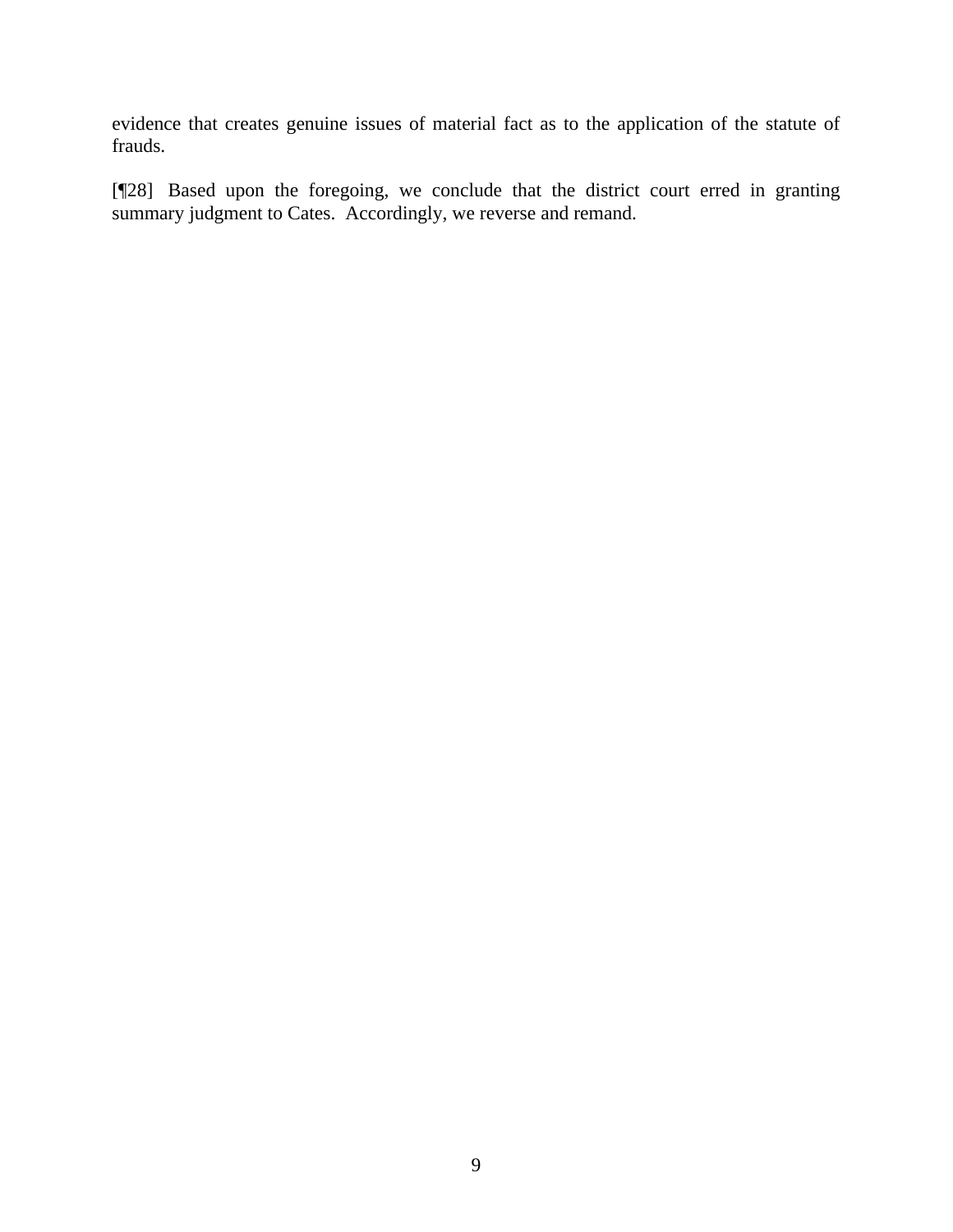evidence that creates genuine issues of material fact as to the application of the statute of frauds.

[¶28] Based upon the foregoing, we conclude that the district court erred in granting summary judgment to Cates. Accordingly, we reverse and remand.